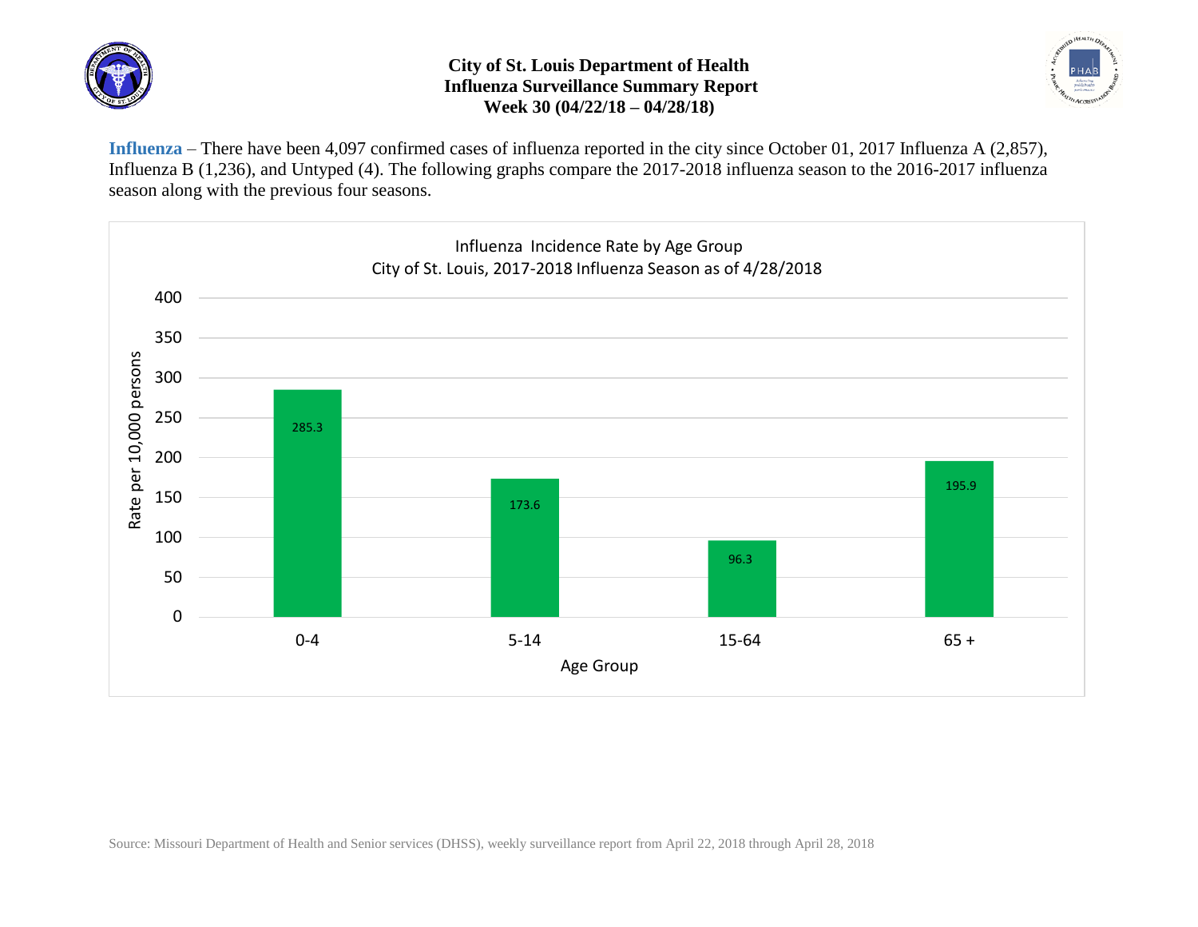# City of St. Louis Department of Health
## Influenza Surveillance Summary Report
## Week 30 (04/22/18 – 04/28/18)

**Influenza** – There have been 4,097 confirmed cases of influenza reported in the city since October 01, 2017 Influenza A (2,857), Influenza B (1,236), and Untyped (4). The following graphs compare the 2017-2018 influenza season to the 2016-2017 influenza season along with the previous four seasons.

Influenza Incidence Rate by Age Group
City of St. Louis, 2017-2018 Influenza Season as of 4/28/2018

| Age Group | Rate per 10,000 persons |
| --- | --- |
| 0-4 | 285.3 |
| 5-14 | 173.6 |
| 15-64 | 96.3 |
| 65 + | 195.9 |

Source: Missouri Department of Health and Senior services (DHSS), weekly surveillance report from April 22, 2018 through April 28, 2018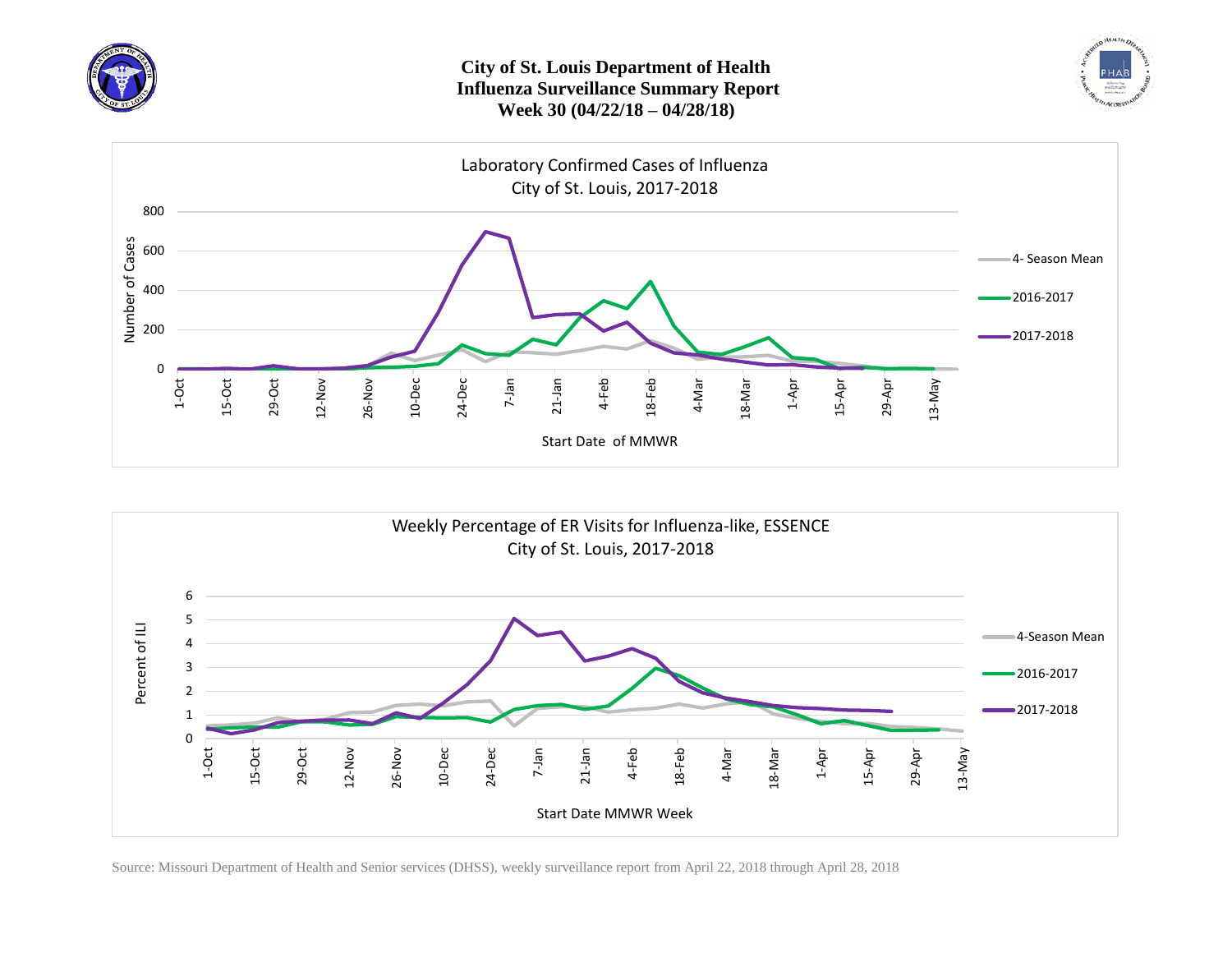# City of St. Louis Department of Health
## Influenza Surveillance Summary Report
## Week 30 (04/22/18 – 04/28/18)

Laboratory Confirmed Cases of Influenza
City of St. Louis, 2017-2018

Number of Cases

800
600
400
200
0

1-Oct
15-Oct
29-Oct
12-Nov
26-Nov
10-Dec
24-Dec
7-Jan
21-Jan
4-Feb
18-Feb
4-Mar
18-Mar
1-Apr
15-Apr
29-Apr
13-May

Start Date of MMWR

4- Season Mean
2016-2017
2017-2018

Weekly Percentage of ER Visits for Influenza-like, ESSENCE
City of St. Louis, 2017-2018

Percent of ILI

6
5
4
3
2
1
0

1-Oct
15-Oct
29-Oct
12-Nov
26-Nov
10-Dec
24-Dec
7-Jan
21-Jan
4-Feb
18-Feb
4-Mar
18-Mar
1-Apr
15-Apr
29-Apr
13-May

Start Date MMWR Week

4-Season Mean
2016-2017
2017-2018

Source: Missouri Department of Health and Senior services (DHSS), weekly surveillance report from April 22, 2018 through April 28, 2018